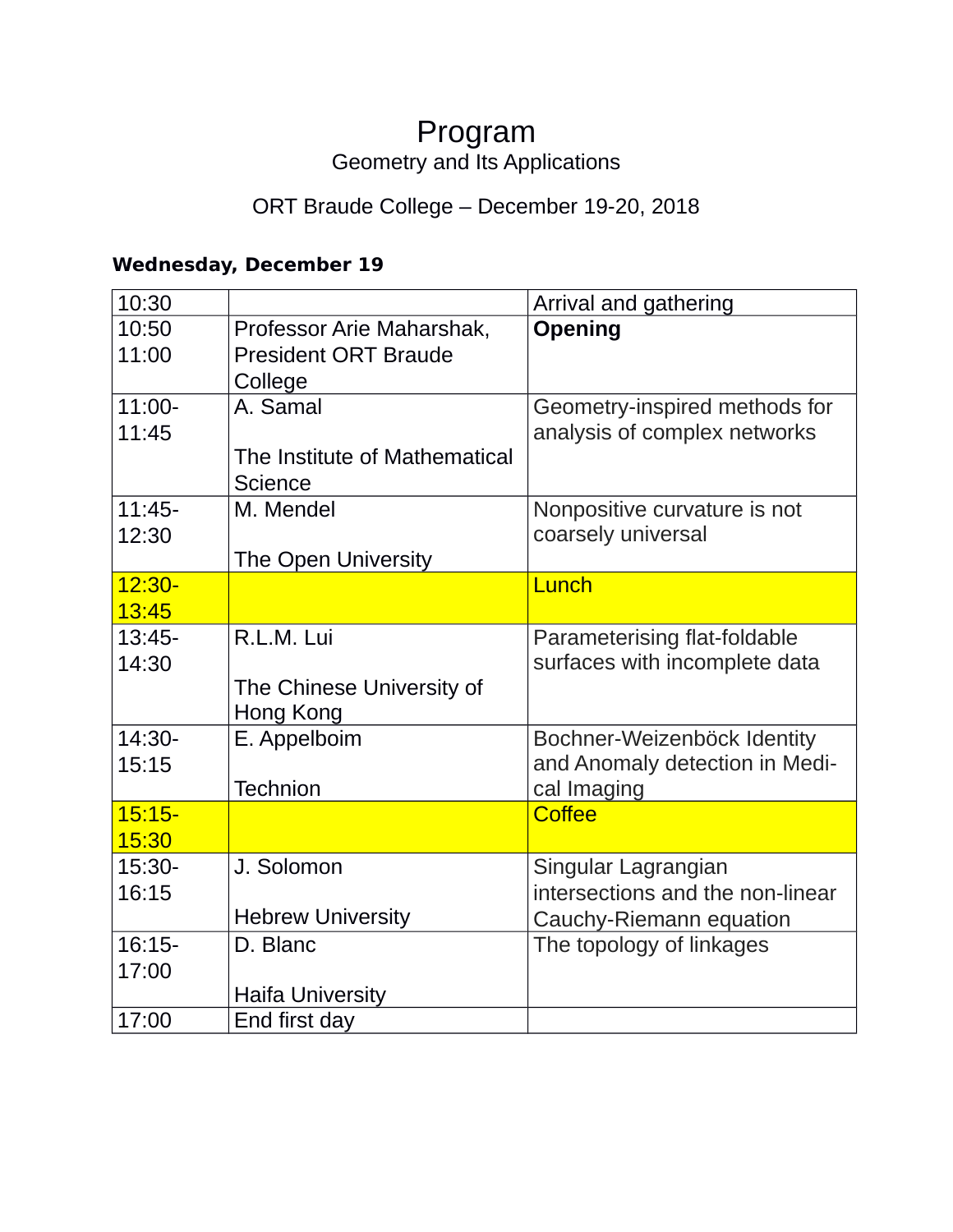# Program

Geometry and Its Applications

ORT Braude College – December 19-20, 2018

**Wednesday, December 19**

| | | |
|---|---|---|
| 10:30 | | Arrival and gathering |
| 10:50 11:00 | Professor Arie Maharshak, President ORT Braude College | **Opening** |
| 11:00-11:45 | A. Samal<br><br>The Institute of Mathematical Science | Geometry-inspired methods for analysis of complex networks |
| 11:45-12:30 | M. Mendel<br><br>The Open University | Nonpositive curvature is not coarsely universal |
| 12:30-13:45 | | Lunch |
| 13:45-14:30 | R.L.M. Lui<br><br>The Chinese University of Hong Kong | Parameterising flat-foldable surfaces with incomplete data |
| 14:30-15:15 | E. Appelboim<br><br>Technion | Bochner-Weizenböck Identity and Anomaly detection in Medical Imaging |
| 15:15-15:30 | | Coffee |
| 15:30-16:15 | J. Solomon<br><br>Hebrew University | Singular Lagrangian intersections and the non-linear Cauchy-Riemann equation |
| 16:15-17:00 | D. Blanc<br><br>Haifa University | The topology of linkages |
| 17:00 | End first day | |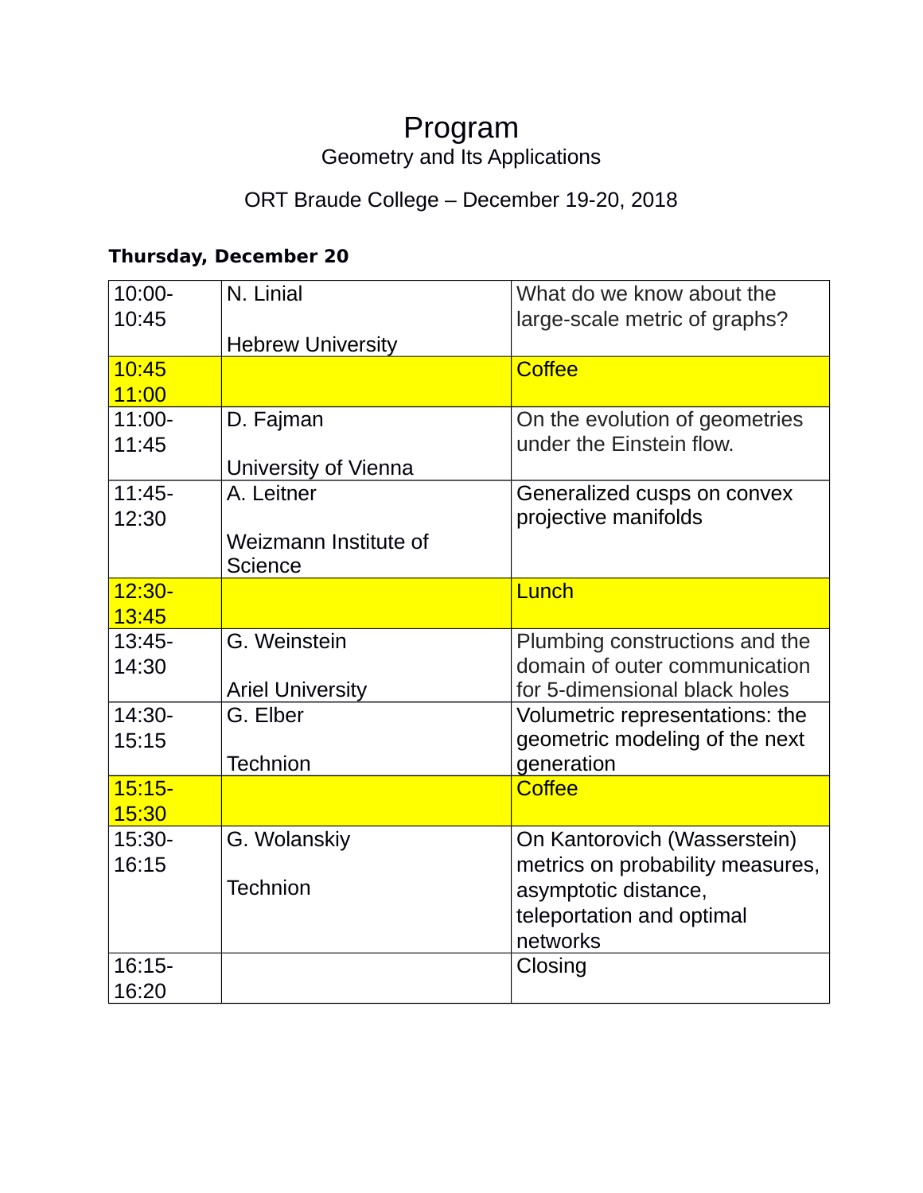# Program

Geometry and Its Applications

ORT Braude College – December 19-20, 2018

**Thursday, December 20**

| | | |
|---|---|---|
| 10:00-10:45 | N. Linial<br><br>Hebrew University | What do we know about the large-scale metric of graphs? |
| 10:45 11:00 | | Coffee |
| 11:00-11:45 | D. Fajman<br><br>University of Vienna | On the evolution of geometries under the Einstein flow. |
| 11:45-12:30 | A. Leitner<br><br>Weizmann Institute of Science | Generalized cusps on convex projective manifolds |
| 12:30-13:45 | | Lunch |
| 13:45-14:30 | G. Weinstein<br><br>Ariel University | Plumbing constructions and the domain of outer communication for 5-dimensional black holes |
| 14:30-15:15 | G. Elber<br><br>Technion | Volumetric representations: the geometric modeling of the next generation |
| 15:15-15:30 | | Coffee |
| 15:30-16:15 | G. Wolanskiy<br><br>Technion | On Kantorovich (Wasserstein) metrics on probability measures, asymptotic distance, teleportation and optimal networks |
| 16:15-16:20 | | Closing |